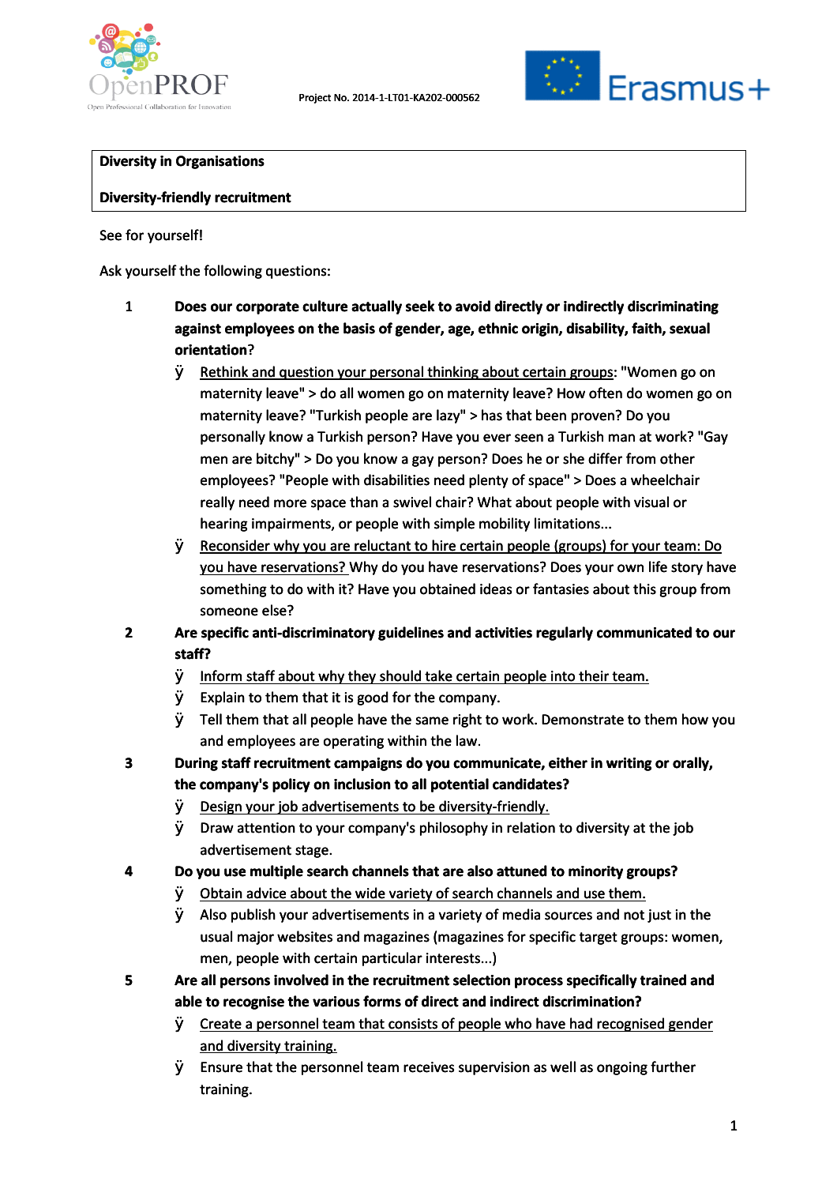Project No. 2014-1-LT01-KA202-000562

**Diversity in Organisations**

**Diversity-friendly recruitment**

See for yourself!

Ask yourself the following questions:

1. **Does our corporate culture actually seek to avoid directly or indirectly discriminating against employees on the basis of gender, age, ethnic origin, disability, faith, sexual orientation?**
   - Rethink and question your personal thinking about certain groups: "Women go on maternity leave" > do all women go on maternity leave? How often do women go on maternity leave? "Turkish people are lazy" > has that been proven? Do you personally know a Turkish person? Have you ever seen a Turkish man at work? "Gay men are bitchy" > Do you know a gay person? Does he or she differ from other employees? "People with disabilities need plenty of space" > Does a wheelchair really need more space than a swivel chair? What about people with visual or hearing impairments, or people with simple mobility limitations...
   - Reconsider why you are reluctant to hire certain people (groups) for your team: Do you have reservations? Why do you have reservations? Does your own life story have something to do with it? Have you obtained ideas or fantasies about this group from someone else?
2. **Are specific anti-discriminatory guidelines and activities regularly communicated to our staff?**
   - Inform staff about why they should take certain people into their team.
   - Explain to them that it is good for the company.
   - Tell them that all people have the same right to work. Demonstrate to them how you and employees are operating within the law.
3. **During staff recruitment campaigns do you communicate, either in writing or orally, the company's policy on inclusion to all potential candidates?**
   - Design your job advertisements to be diversity-friendly.
   - Draw attention to your company's philosophy in relation to diversity at the job advertisement stage.
4. **Do you use multiple search channels that are also attuned to minority groups?**
   - Obtain advice about the wide variety of search channels and use them.
   - Also publish your advertisements in a variety of media sources and not just in the usual major websites and magazines (magazines for specific target groups: women, men, people with certain particular interests...)
5. **Are all persons involved in the recruitment selection process specifically trained and able to recognise the various forms of direct and indirect discrimination?**
   - Create a personnel team that consists of people who have had recognised gender and diversity training.
   - Ensure that the personnel team receives supervision as well as ongoing further training.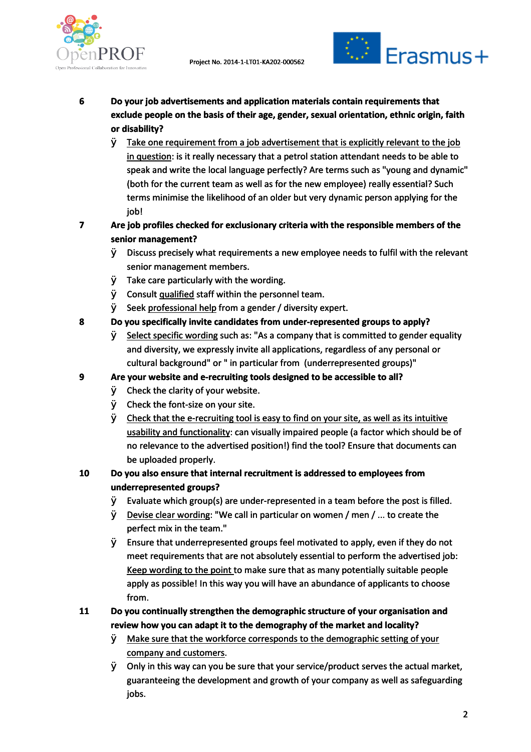**6** **Do your job advertisements and application materials contain requirements that exclude people on the basis of their age, gender, sexual orientation, ethnic origin, faith or disability?**

- Take one requirement from a job advertisement that is explicitly relevant to the job in question: is it really necessary that a petrol station attendant needs to be able to speak and write the local language perfectly? Are terms such as "young and dynamic" (both for the current team as well as for the new employee) really essential? Such terms minimise the likelihood of an older but very dynamic person applying for the job!

**7** **Are job profiles checked for exclusionary criteria with the responsible members of the senior management?**

- Discuss precisely what requirements a new employee needs to fulfil with the relevant senior management members.
- Take care particularly with the wording.
- Consult qualified staff within the personnel team.
- Seek professional help from a gender / diversity expert.

**8** **Do you specifically invite candidates from under-represented groups to apply?**

- Select specific wording such as: "As a company that is committed to gender equality and diversity, we expressly invite all applications, regardless of any personal or cultural background" or " in particular from (underrepresented groups)"

**9** **Are your website and e-recruiting tools designed to be accessible to all?**

- Check the clarity of your website.
- Check the font-size on your site.
- Check that the e-recruiting tool is easy to find on your site, as well as its intuitive usability and functionality: can visually impaired people (a factor which should be of no relevance to the advertised position!) find the tool? Ensure that documents can be uploaded properly.

**10** **Do you also ensure that internal recruitment is addressed to employees from underrepresented groups?**

- Evaluate which group(s) are under-represented in a team before the post is filled.
- Devise clear wording: "We call in particular on women / men / ... to create the perfect mix in the team."
- Ensure that underrepresented groups feel motivated to apply, even if they do not meet requirements that are not absolutely essential to perform the advertised job: Keep wording to the point to make sure that as many potentially suitable people apply as possible! In this way you will have an abundance of applicants to choose from.

**11** **Do you continually strengthen the demographic structure of your organisation and review how you can adapt it to the demography of the market and locality?**

- Make sure that the workforce corresponds to the demographic setting of your company and customers.
- Only in this way can you be sure that your service/product serves the actual market, guaranteeing the development and growth of your company as well as safeguarding jobs.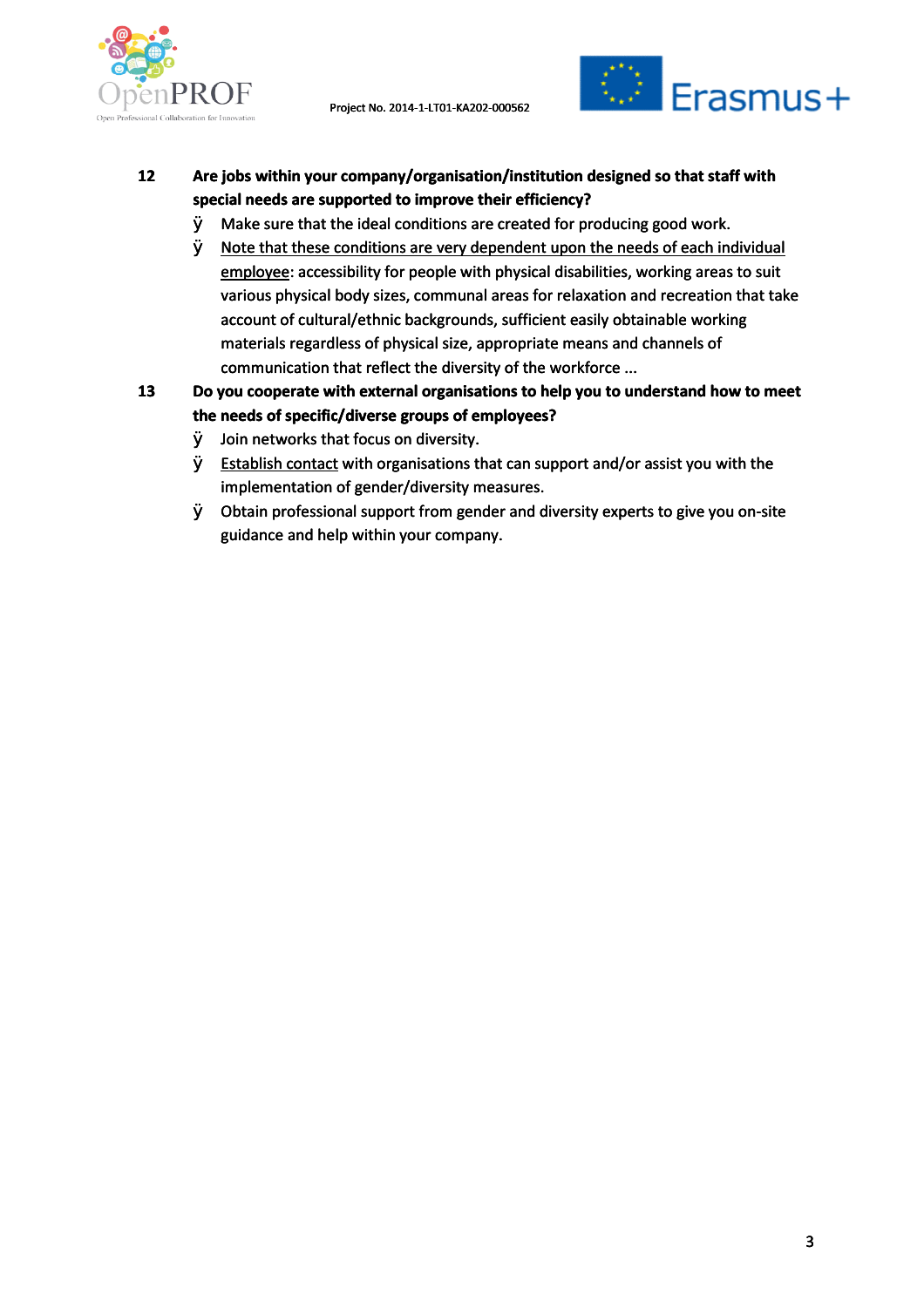**12 Are jobs within your company/organisation/institution designed so that staff with special needs are supported to improve their efficiency?**

- Make sure that the ideal conditions are created for producing good work.
- <u>Note that these conditions are very dependent upon the needs of each individual employee</u>: accessibility for people with physical disabilities, working areas to suit various physical body sizes, communal areas for relaxation and recreation that take account of cultural/ethnic backgrounds, sufficient easily obtainable working materials regardless of physical size, appropriate means and channels of communication that reflect the diversity of the workforce ...

**13 Do you cooperate with external organisations to help you to understand how to meet the needs of specific/diverse groups of employees?**

- Join networks that focus on diversity.
- <u>Establish contact</u> with organisations that can support and/or assist you with the implementation of gender/diversity measures.
- Obtain professional support from gender and diversity experts to give you on-site guidance and help within your company.